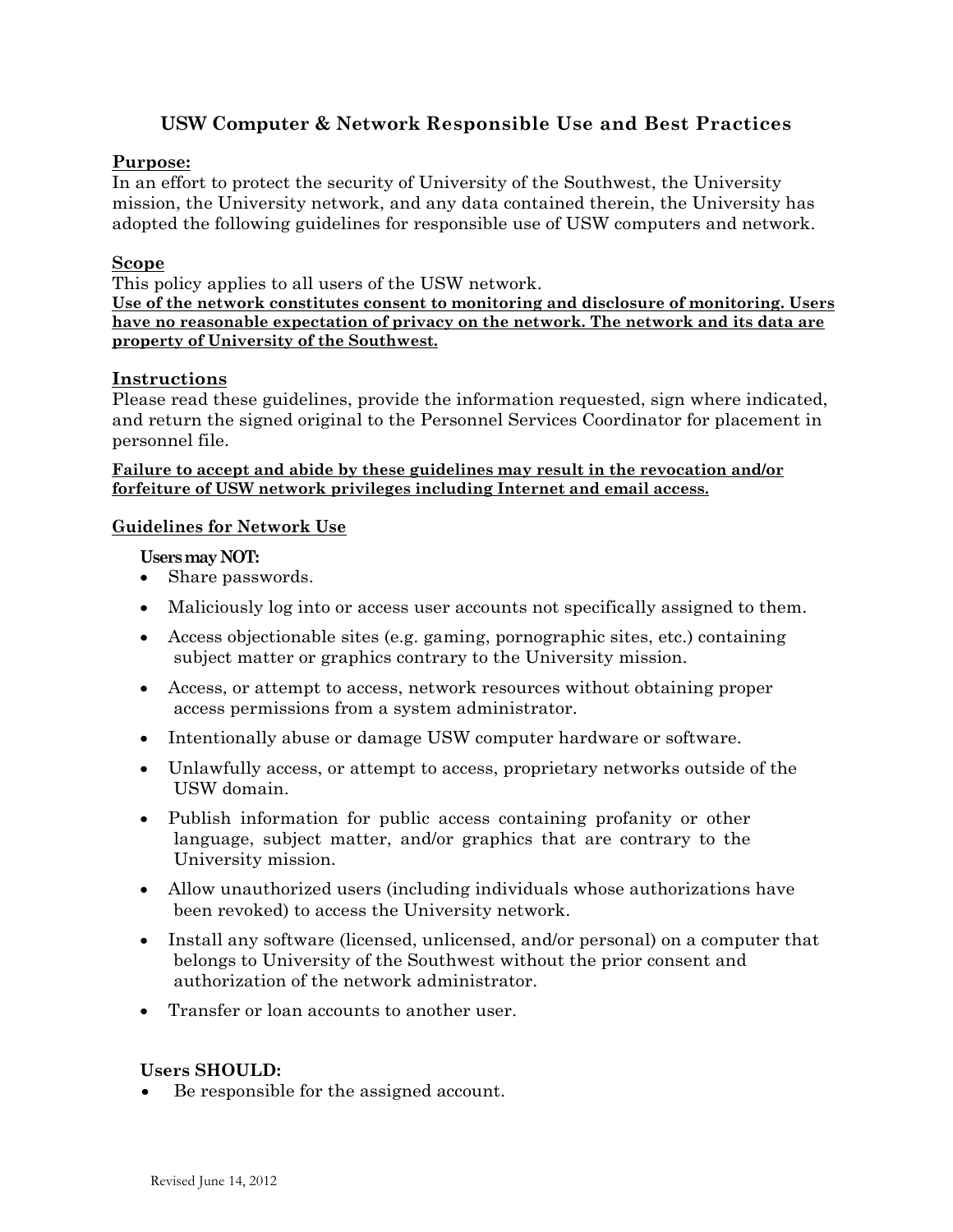# USW Computer & Network Responsible Use and Best Practices

## Purpose:

In an effort to protect the security of University of the Southwest, the University mission, the University network, and any data contained therein, the University has adopted the following guidelines for responsible use of USW computers and network.

## Scope

This policy applies to all users of the USW network.

**Use of the network constitutes consent to monitoring and disclosure of monitoring. Users have no reasonable expectation of privacy on the network. The network and its data are property of University of the Southwest.**

## Instructions

Please read these guidelines, provide the information requested, sign where indicated, and return the signed original to the Personnel Services Coordinator for placement in personnel file.

**Failure to accept and abide by these guidelines may result in the revocation and/or forfeiture of USW network privileges including Internet and email access.**

## Guidelines for Network Use

**Users may NOT:**

- Share passwords.
- Maliciously log into or access user accounts not specifically assigned to them.
- Access objectionable sites (e.g. gaming, pornographic sites, etc.) containing subject matter or graphics contrary to the University mission.
- Access, or attempt to access, network resources without obtaining proper access permissions from a system administrator.
- Intentionally abuse or damage USW computer hardware or software.
- Unlawfully access, or attempt to access, proprietary networks outside of the USW domain.
- Publish information for public access containing profanity or other language, subject matter, and/or graphics that are contrary to the University mission.
- Allow unauthorized users (including individuals whose authorizations have been revoked) to access the University network.
- Install any software (licensed, unlicensed, and/or personal) on a computer that belongs to University of the Southwest without the prior consent and authorization of the network administrator.
- Transfer or loan accounts to another user.

**Users SHOULD:**

- Be responsible for the assigned account.

Revised June 14, 2012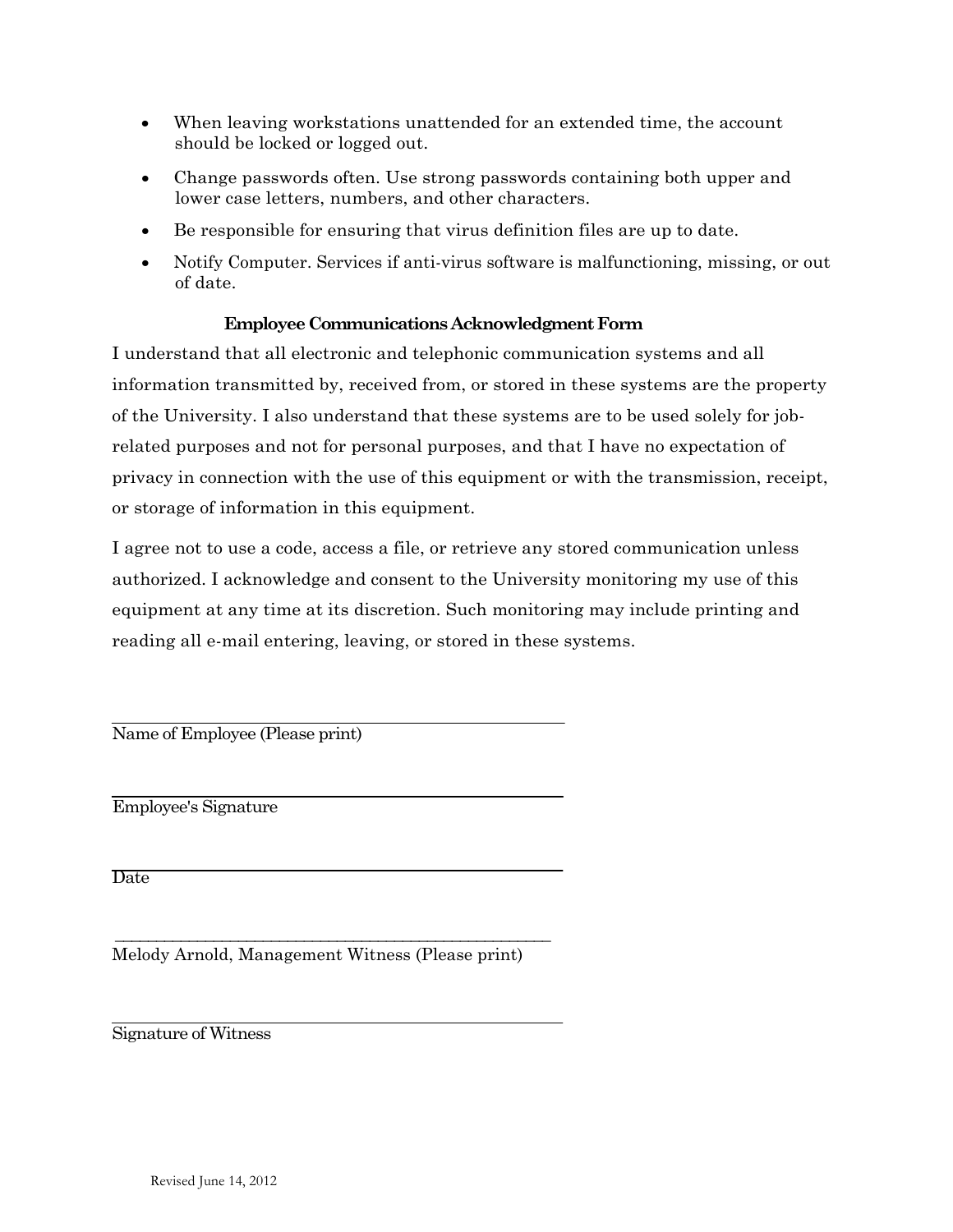- When leaving workstations unattended for an extended time, the account should be locked or logged out.
- Change passwords often. Use strong passwords containing both upper and lower case letters, numbers, and other characters.
- Be responsible for ensuring that virus definition files are up to date.
- Notify Computer. Services if anti-virus software is malfunctioning, missing, or out of date.

**Employee Communications Acknowledgment Form**

I understand that all electronic and telephonic communication systems and all information transmitted by, received from, or stored in these systems are the property of the University. I also understand that these systems are to be used solely for job-related purposes and not for personal purposes, and that I have no expectation of privacy in connection with the use of this equipment or with the transmission, receipt, or storage of information in this equipment.

I agree not to use a code, access a file, or retrieve any stored communication unless authorized. I acknowledge and consent to the University monitoring my use of this equipment at any time at its discretion. Such monitoring may include printing and reading all e-mail entering, leaving, or stored in these systems.

\_\_\_\_\_\_\_\_\_\_\_\_\_\_\_\_\_\_\_\_\_\_\_\_\_\_\_\_\_\_\_\_\_\_\_\_\_\_\_\_\_\_\_\_
Name of Employee (Please print)

\_\_\_\_\_\_\_\_\_\_\_\_\_\_\_\_\_\_\_\_\_\_\_\_\_\_\_\_\_\_\_\_\_\_\_\_\_\_\_\_\_\_\_\_
Employee's Signature

\_\_\_\_\_\_\_\_\_\_\_\_\_\_\_\_\_\_\_\_\_\_\_\_\_\_\_\_\_\_\_\_\_\_\_\_\_\_\_\_\_\_\_\_
Date

\_\_\_\_\_\_\_\_\_\_\_\_\_\_\_\_\_\_\_\_\_\_\_\_\_\_\_\_\_\_\_\_\_\_\_\_\_\_\_\_\_\_\_\_
Melody Arnold, Management Witness (Please print)

\_\_\_\_\_\_\_\_\_\_\_\_\_\_\_\_\_\_\_\_\_\_\_\_\_\_\_\_\_\_\_\_\_\_\_\_\_\_\_\_\_\_\_\_
Signature of Witness

Revised June 14, 2012